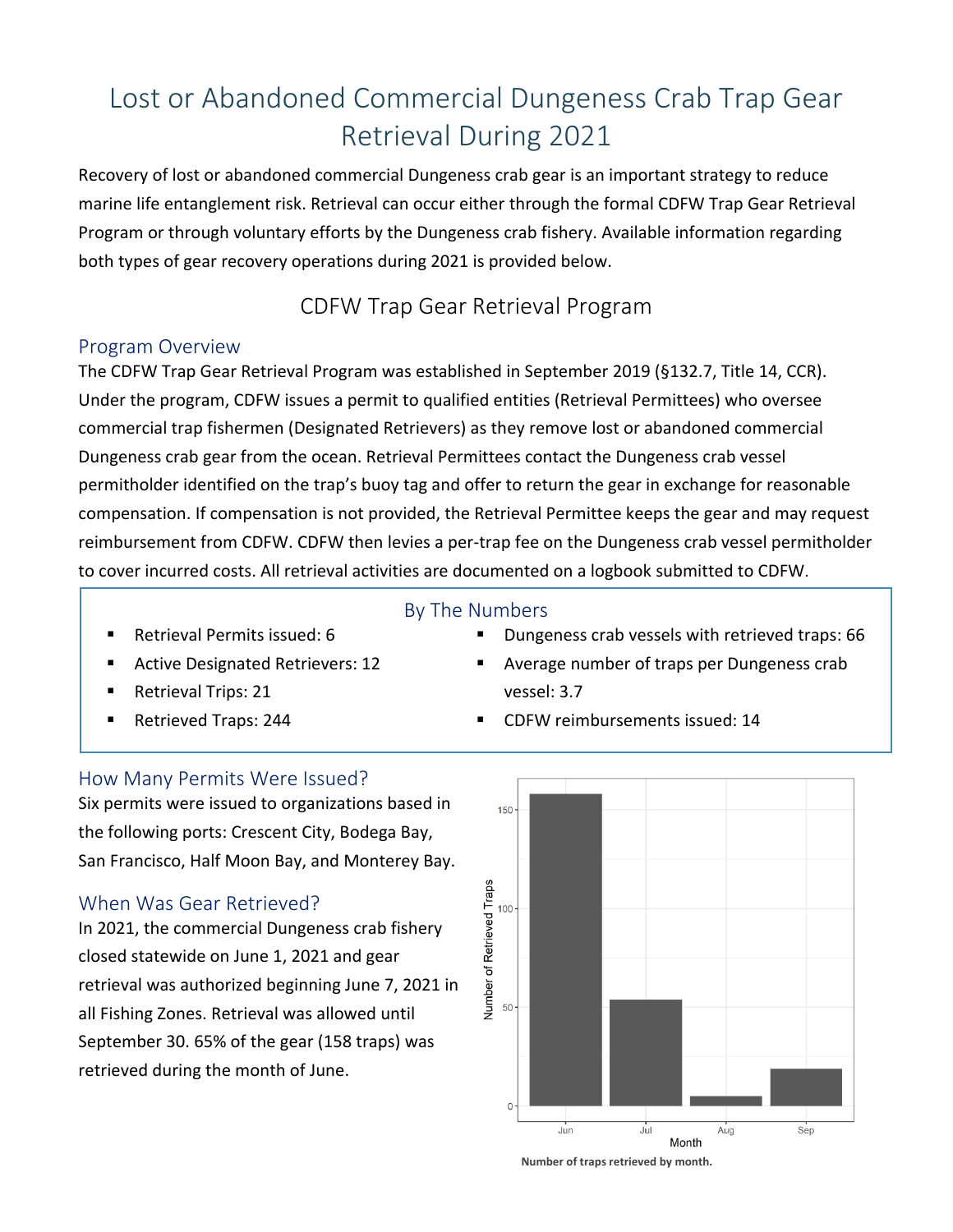# Lost or Abandoned Commercial Dungeness Crab Trap Gear Retrieval During 2021

Recovery of lost or abandoned commercial Dungeness crab gear is an important strategy to reduce marine life entanglement risk. Retrieval can occur either through the formal CDFW Trap Gear Retrieval Program or through voluntary efforts by the Dungeness crab fishery. Available information regarding both types of gear recovery operations during 2021 is provided below.

## CDFW Trap Gear Retrieval Program

### Program Overview

The CDFW Trap Gear Retrieval Program was established in September 2019 (§132.7, Title 14, CCR). Under the program, CDFW issues a permit to qualified entities (Retrieval Permittees) who oversee commercial trap fishermen (Designated Retrievers) as they remove lost or abandoned commercial Dungeness crab gear from the ocean. Retrieval Permittees contact the Dungeness crab vessel permitholder identified on the trap's buoy tag and offer to return the gear in exchange for reasonable compensation. If compensation is not provided, the Retrieval Permittee keeps the gear and may request reimbursement from CDFW. CDFW then levies a per-trap fee on the Dungeness crab vessel permitholder to cover incurred costs. All retrieval activities are documented on a logbook submitted to CDFW.

### By The Numbers

- Retrieval Permits issued: 6
- Active Designated Retrievers: 12
- Retrieval Trips: 21
- Retrieved Traps: 244
- Dungeness crab vessels with retrieved traps: 66
- Average number of traps per Dungeness crab vessel: 3.7
- CDFW reimbursements issued: 14

### How Many Permits Were Issued?

Six permits were issued to organizations based in the following ports: Crescent City, Bodega Bay, San Francisco, Half Moon Bay, and Monterey Bay.

### When Was Gear Retrieved?

In 2021, the commercial Dungeness crab fishery closed statewide on June 1, 2021 and gear retrieval was authorized beginning June 7, 2021 in all Fishing Zones. Retrieval was allowed until September 30. 65% of the gear (158 traps) was retrieved during the month of June.

**Number of traps retrieved by month.**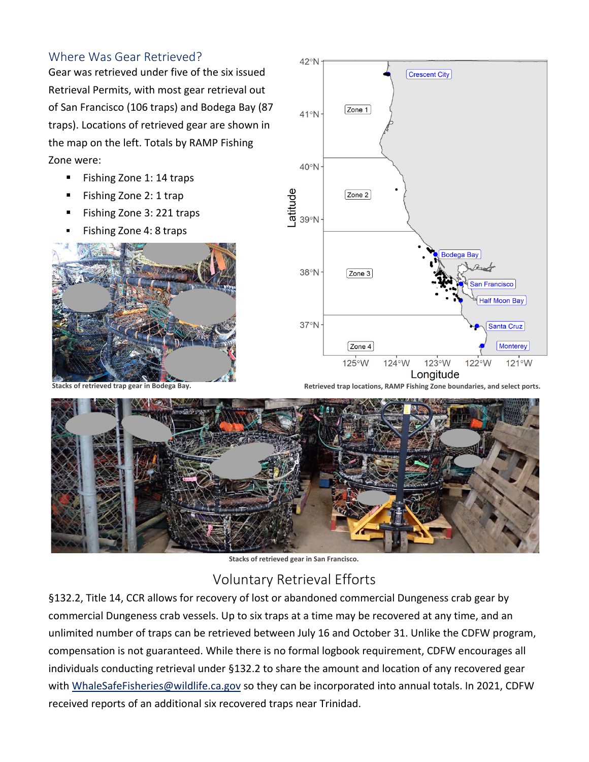## Where Was Gear Retrieved?

Gear was retrieved under five of the six issued Retrieval Permits, with most gear retrieval out of San Francisco (106 traps) and Bodega Bay (87 traps). Locations of retrieved gear are shown in the map on the left. Totals by RAMP Fishing Zone were:

- Fishing Zone 1: 14 traps
- Fishing Zone 2: 1 trap
- Fishing Zone 3: 221 traps
- Fishing Zone 4: 8 traps

Stacks of retrieved trap gear in Bodega Bay.

42°N
41°N
40°N
39°N
38°N
37°N
Latitude
125°W
124°W
123°W
122°W
121°W
Longitude
Zone 1
Zone 2
Zone 3
Zone 4
Crescent City
Bodega Bay
San Francisco
Half Moon Bay
Santa Cruz
Monterey

Retrieved trap locations, RAMP Fishing Zone boundaries, and select ports.

Stacks of retrieved gear in San Francisco.

## Voluntary Retrieval Efforts

§132.2, Title 14, CCR allows for recovery of lost or abandoned commercial Dungeness crab gear by commercial Dungeness crab vessels. Up to six traps at a time may be recovered at any time, and an unlimited number of traps can be retrieved between July 16 and October 31. Unlike the CDFW program, compensation is not guaranteed. While there is no formal logbook requirement, CDFW encourages all individuals conducting retrieval under §132.2 to share the amount and location of any recovered gear with WhaleSafeFisheries@wildlife.ca.gov so they can be incorporated into annual totals. In 2021, CDFW received reports of an additional six recovered traps near Trinidad.